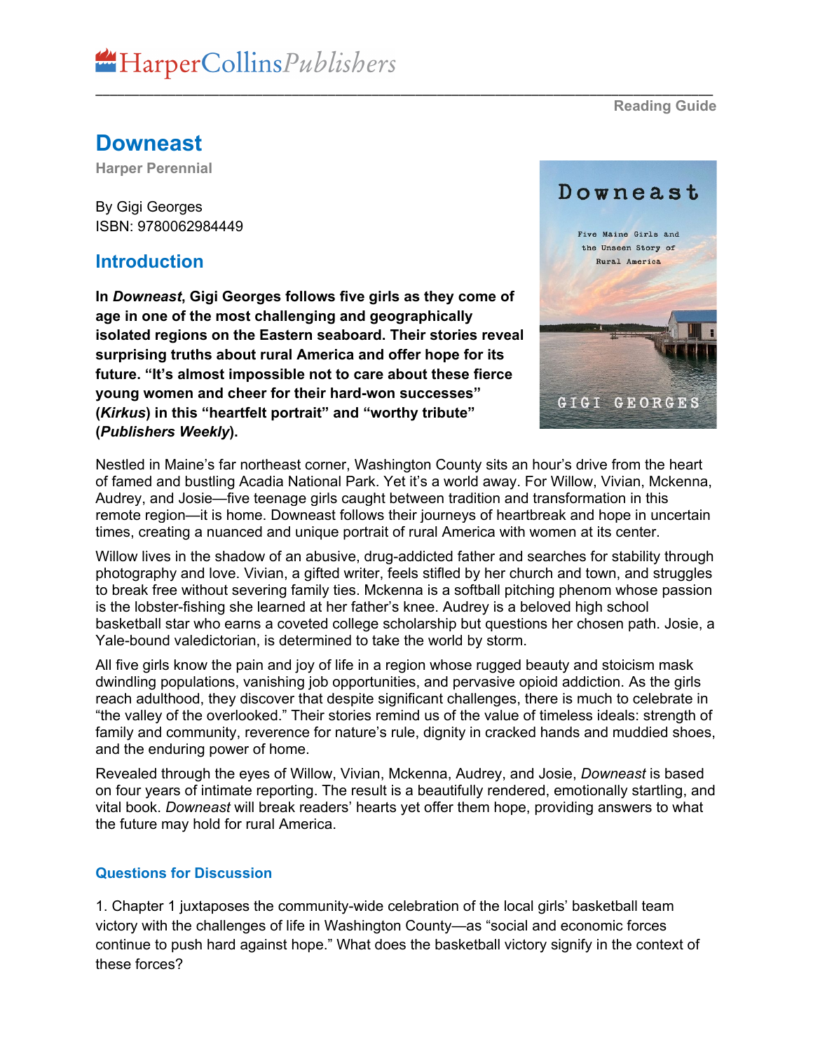HarperCollins*Publishers*

Reading Guide

# Downeast

Harper Perennial

By Gigi Georges
ISBN: 9780062984449

## Introduction

**In *Downeast*, Gigi Georges follows five girls as they come of age in one of the most challenging and geographically isolated regions on the Eastern seaboard. Their stories reveal surprising truths about rural America and offer hope for its future. "It's almost impossible not to care about these fierce young women and cheer for their hard-won successes" (*Kirkus*) in this "heartfelt portrait" and "worthy tribute" (*Publishers Weekly*).**

Nestled in Maine's far northeast corner, Washington County sits an hour's drive from the heart of famed and bustling Acadia National Park. Yet it's a world away. For Willow, Vivian, Mckenna, Audrey, and Josie—five teenage girls caught between tradition and transformation in this remote region—it is home. Downeast follows their journeys of heartbreak and hope in uncertain times, creating a nuanced and unique portrait of rural America with women at its center.

Willow lives in the shadow of an abusive, drug-addicted father and searches for stability through photography and love. Vivian, a gifted writer, feels stifled by her church and town, and struggles to break free without severing family ties. Mckenna is a softball pitching phenom whose passion is the lobster-fishing she learned at her father's knee. Audrey is a beloved high school basketball star who earns a coveted college scholarship but questions her chosen path. Josie, a Yale-bound valedictorian, is determined to take the world by storm.

All five girls know the pain and joy of life in a region whose rugged beauty and stoicism mask dwindling populations, vanishing job opportunities, and pervasive opioid addiction. As the girls reach adulthood, they discover that despite significant challenges, there is much to celebrate in "the valley of the overlooked." Their stories remind us of the value of timeless ideals: strength of family and community, reverence for nature's rule, dignity in cracked hands and muddied shoes, and the enduring power of home.

Revealed through the eyes of Willow, Vivian, Mckenna, Audrey, and Josie, *Downeast* is based on four years of intimate reporting. The result is a beautifully rendered, emotionally startling, and vital book. *Downeast* will break readers' hearts yet offer them hope, providing answers to what the future may hold for rural America.

### Questions for Discussion

1. Chapter 1 juxtaposes the community-wide celebration of the local girls' basketball team victory with the challenges of life in Washington County—as "social and economic forces continue to push hard against hope." What does the basketball victory signify in the context of these forces?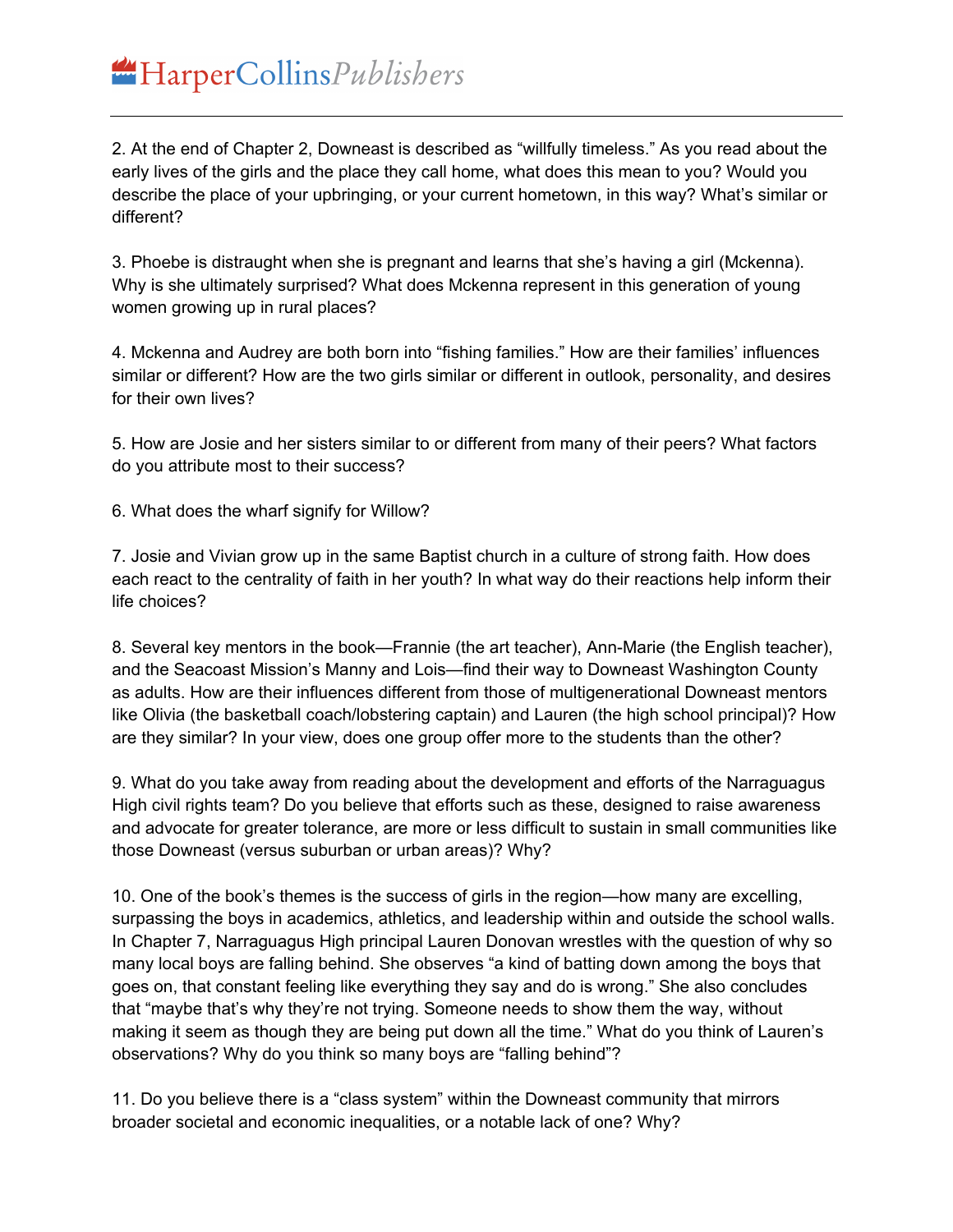2. At the end of Chapter 2, Downeast is described as "willfully timeless." As you read about the early lives of the girls and the place they call home, what does this mean to you? Would you describe the place of your upbringing, or your current hometown, in this way? What's similar or different?

3. Phoebe is distraught when she is pregnant and learns that she's having a girl (Mckenna). Why is she ultimately surprised? What does Mckenna represent in this generation of young women growing up in rural places?

4. Mckenna and Audrey are both born into "fishing families." How are their families' influences similar or different? How are the two girls similar or different in outlook, personality, and desires for their own lives?

5. How are Josie and her sisters similar to or different from many of their peers? What factors do you attribute most to their success?

6. What does the wharf signify for Willow?

7. Josie and Vivian grow up in the same Baptist church in a culture of strong faith. How does each react to the centrality of faith in her youth? In what way do their reactions help inform their life choices?

8. Several key mentors in the book—Frannie (the art teacher), Ann-Marie (the English teacher), and the Seacoast Mission's Manny and Lois—find their way to Downeast Washington County as adults. How are their influences different from those of multigenerational Downeast mentors like Olivia (the basketball coach/lobstering captain) and Lauren (the high school principal)? How are they similar? In your view, does one group offer more to the students than the other?

9. What do you take away from reading about the development and efforts of the Narraguagus High civil rights team? Do you believe that efforts such as these, designed to raise awareness and advocate for greater tolerance, are more or less difficult to sustain in small communities like those Downeast (versus suburban or urban areas)? Why?

10. One of the book's themes is the success of girls in the region—how many are excelling, surpassing the boys in academics, athletics, and leadership within and outside the school walls. In Chapter 7, Narraguagus High principal Lauren Donovan wrestles with the question of why so many local boys are falling behind. She observes "a kind of batting down among the boys that goes on, that constant feeling like everything they say and do is wrong." She also concludes that "maybe that's why they're not trying. Someone needs to show them the way, without making it seem as though they are being put down all the time." What do you think of Lauren's observations? Why do you think so many boys are "falling behind"?

11. Do you believe there is a "class system" within the Downeast community that mirrors broader societal and economic inequalities, or a notable lack of one? Why?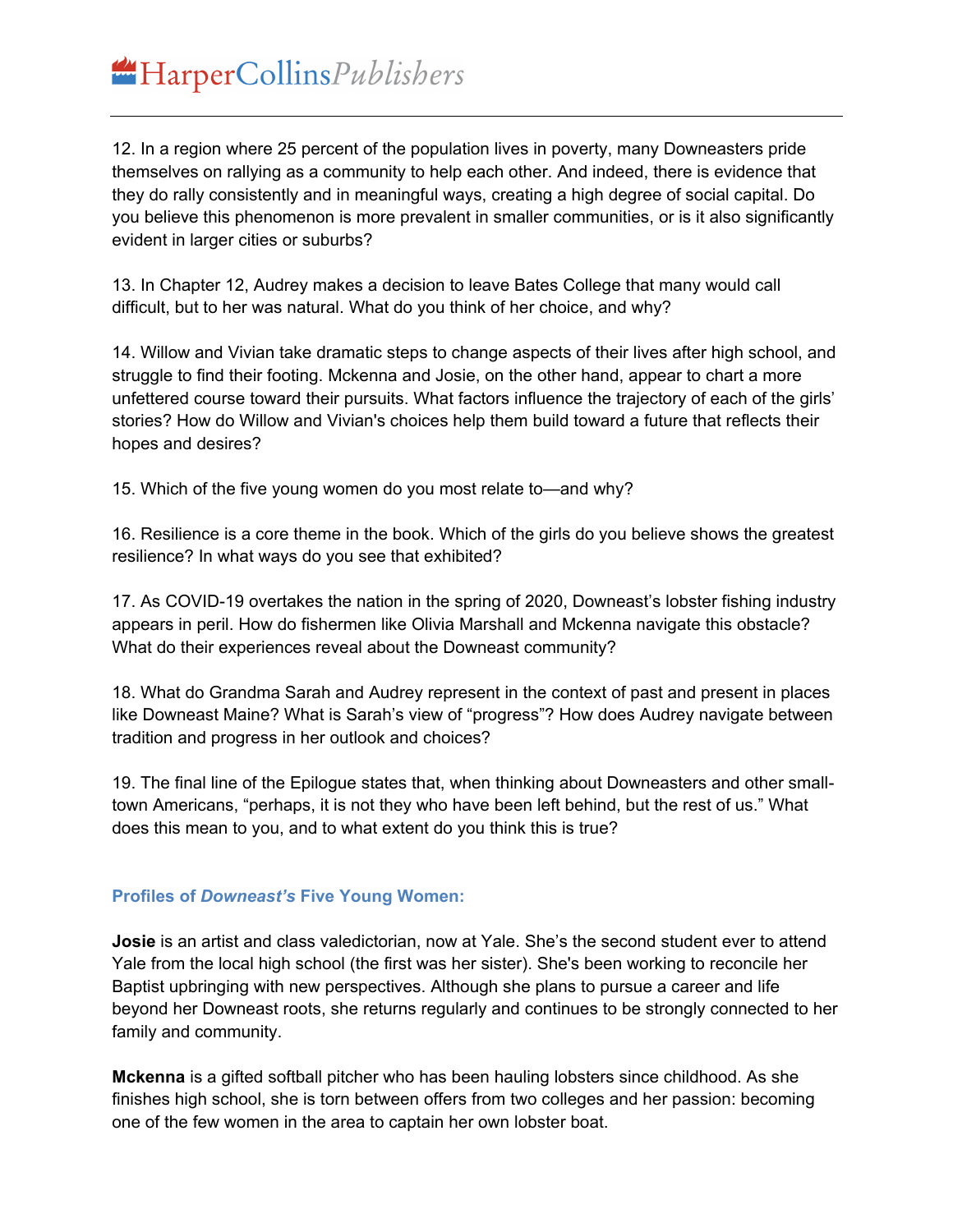12. In a region where 25 percent of the population lives in poverty, many Downeasters pride themselves on rallying as a community to help each other. And indeed, there is evidence that they do rally consistently and in meaningful ways, creating a high degree of social capital. Do you believe this phenomenon is more prevalent in smaller communities, or is it also significantly evident in larger cities or suburbs?

13. In Chapter 12, Audrey makes a decision to leave Bates College that many would call difficult, but to her was natural. What do you think of her choice, and why?

14. Willow and Vivian take dramatic steps to change aspects of their lives after high school, and struggle to find their footing. Mckenna and Josie, on the other hand, appear to chart a more unfettered course toward their pursuits. What factors influence the trajectory of each of the girls' stories? How do Willow and Vivian's choices help them build toward a future that reflects their hopes and desires?

15. Which of the five young women do you most relate to—and why?

16. Resilience is a core theme in the book. Which of the girls do you believe shows the greatest resilience? In what ways do you see that exhibited?

17. As COVID-19 overtakes the nation in the spring of 2020, Downeast's lobster fishing industry appears in peril. How do fishermen like Olivia Marshall and Mckenna navigate this obstacle? What do their experiences reveal about the Downeast community?

18. What do Grandma Sarah and Audrey represent in the context of past and present in places like Downeast Maine? What is Sarah's view of "progress"? How does Audrey navigate between tradition and progress in her outlook and choices?

19. The final line of the Epilogue states that, when thinking about Downeasters and other small-town Americans, "perhaps, it is not they who have been left behind, but the rest of us." What does this mean to you, and to what extent do you think this is true?

### Profiles of *Downeast's* Five Young Women:

**Josie** is an artist and class valedictorian, now at Yale. She's the second student ever to attend Yale from the local high school (the first was her sister). She's been working to reconcile her Baptist upbringing with new perspectives. Although she plans to pursue a career and life beyond her Downeast roots, she returns regularly and continues to be strongly connected to her family and community.

**Mckenna** is a gifted softball pitcher who has been hauling lobsters since childhood. As she finishes high school, she is torn between offers from two colleges and her passion: becoming one of the few women in the area to captain her own lobster boat.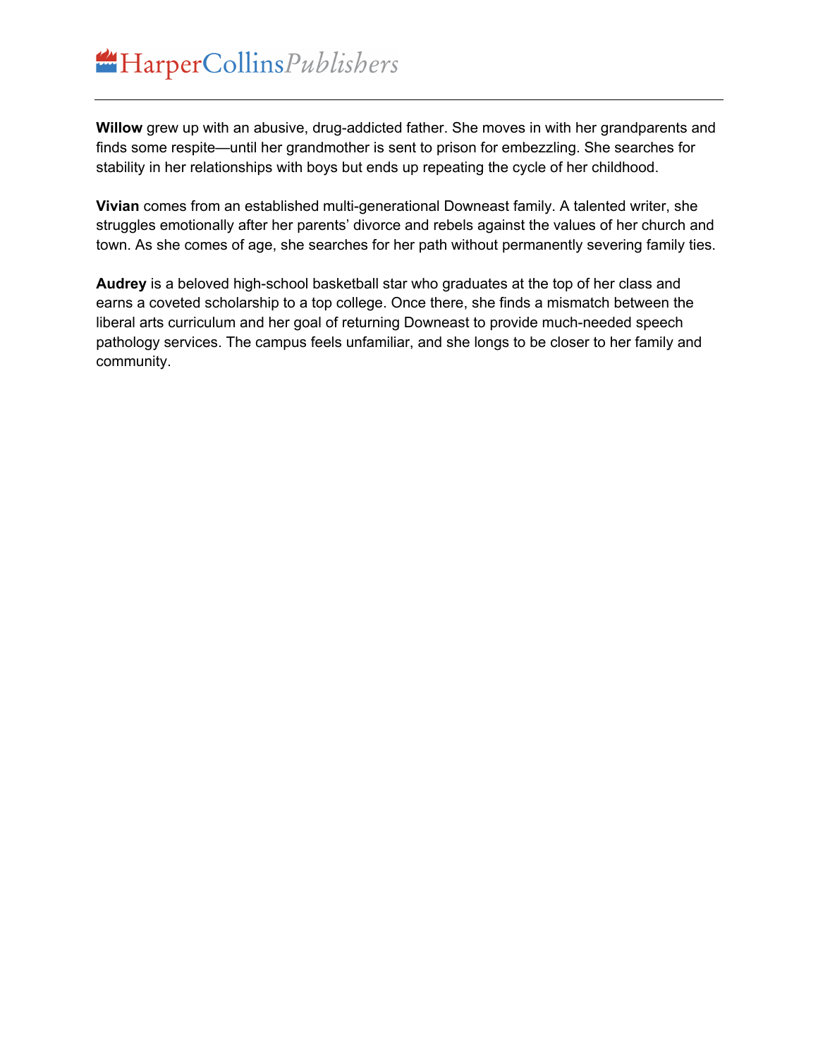**Willow** grew up with an abusive, drug-addicted father. She moves in with her grandparents and finds some respite—until her grandmother is sent to prison for embezzling. She searches for stability in her relationships with boys but ends up repeating the cycle of her childhood.

**Vivian** comes from an established multi-generational Downeast family. A talented writer, she struggles emotionally after her parents' divorce and rebels against the values of her church and town. As she comes of age, she searches for her path without permanently severing family ties.

**Audrey** is a beloved high-school basketball star who graduates at the top of her class and earns a coveted scholarship to a top college. Once there, she finds a mismatch between the liberal arts curriculum and her goal of returning Downeast to provide much-needed speech pathology services. The campus feels unfamiliar, and she longs to be closer to her family and community.